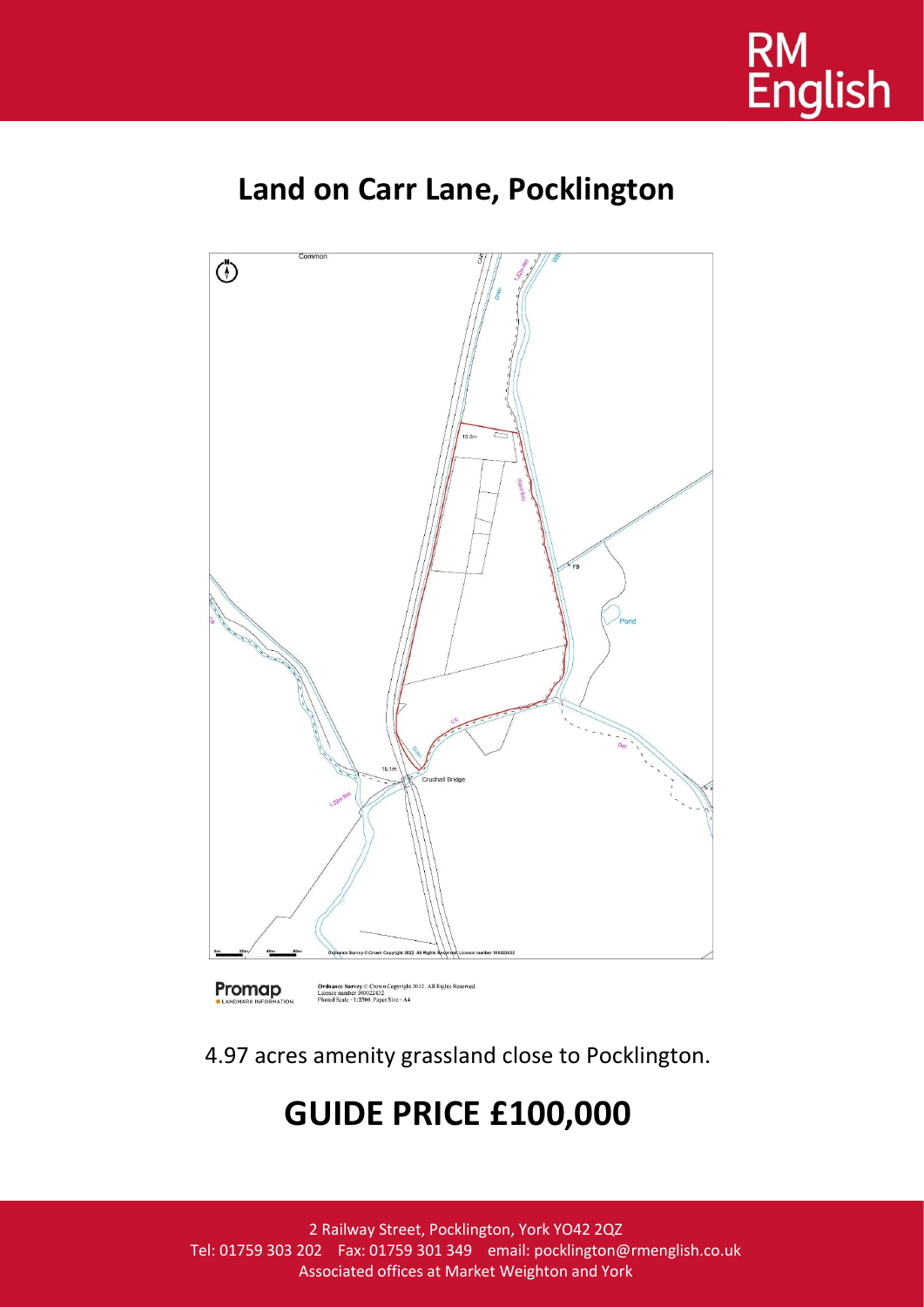# Land on Carr Lane, Pocklington

4.97 acres amenity grassland close to Pocklington.

# GUIDE PRICE £100,000

2 Railway Street, Pocklington, York YO42 2QZ
Tel: 01759 303 202 Fax: 01759 301 349 email: pocklington@rmenglish.co.uk
Associated offices at Market Weighton and York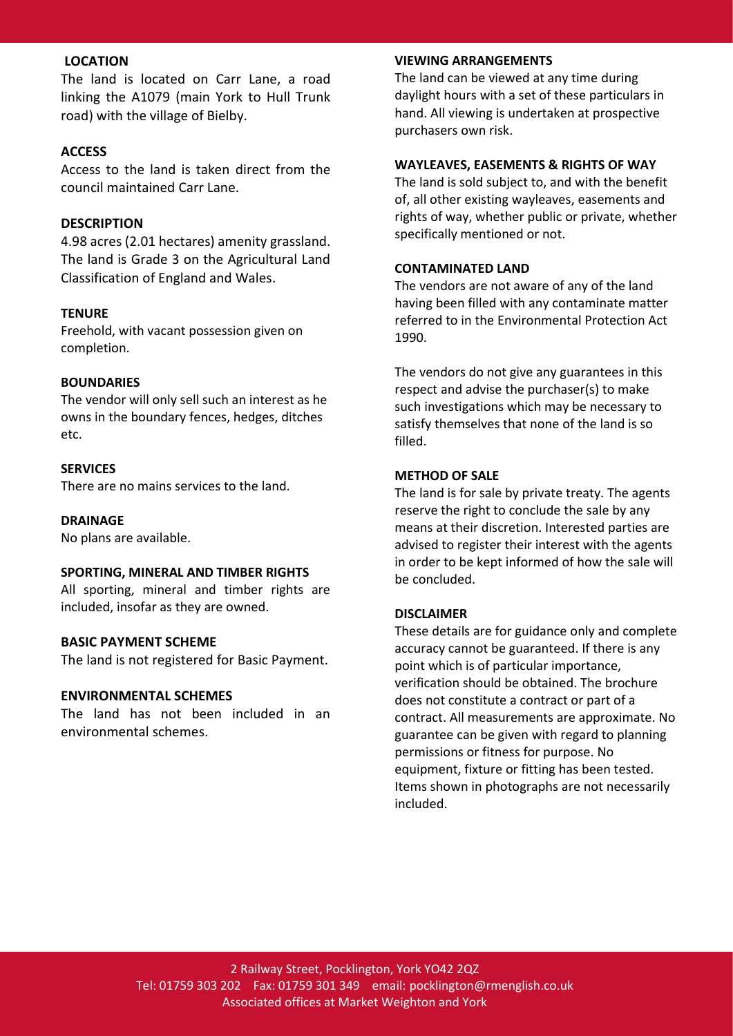## LOCATION

The land is located on Carr Lane, a road linking the A1079 (main York to Hull Trunk road) with the village of Bielby.

## ACCESS

Access to the land is taken direct from the council maintained Carr Lane.

## DESCRIPTION

4.98 acres (2.01 hectares) amenity grassland. The land is Grade 3 on the Agricultural Land Classification of England and Wales.

## TENURE

Freehold, with vacant possession given on completion.

## BOUNDARIES

The vendor will only sell such an interest as he owns in the boundary fences, hedges, ditches etc.

## SERVICES

There are no mains services to the land.

## DRAINAGE

No plans are available.

## SPORTING, MINERAL AND TIMBER RIGHTS

All sporting, mineral and timber rights are included, insofar as they are owned.

## BASIC PAYMENT SCHEME

The land is not registered for Basic Payment.

## ENVIRONMENTAL SCHEMES

The land has not been included in an environmental schemes.

## VIEWING ARRANGEMENTS

The land can be viewed at any time during daylight hours with a set of these particulars in hand. All viewing is undertaken at prospective purchasers own risk.

## WAYLEAVES, EASEMENTS & RIGHTS OF WAY

The land is sold subject to, and with the benefit of, all other existing wayleaves, easements and rights of way, whether public or private, whether specifically mentioned or not.

## CONTAMINATED LAND

The vendors are not aware of any of the land having been filled with any contaminate matter referred to in the Environmental Protection Act 1990.

The vendors do not give any guarantees in this respect and advise the purchaser(s) to make such investigations which may be necessary to satisfy themselves that none of the land is so filled.

## METHOD OF SALE

The land is for sale by private treaty. The agents reserve the right to conclude the sale by any means at their discretion. Interested parties are advised to register their interest with the agents in order to be kept informed of how the sale will be concluded.

## DISCLAIMER

These details are for guidance only and complete accuracy cannot be guaranteed. If there is any point which is of particular importance, verification should be obtained. The brochure does not constitute a contract or part of a contract. All measurements are approximate. No guarantee can be given with regard to planning permissions or fitness for purpose. No equipment, fixture or fitting has been tested. Items shown in photographs are not necessarily included.

2 Railway Street, Pocklington, York YO42 2QZ
Tel: 01759 303 202 Fax: 01759 301 349 email: pocklington@rmenglish.co.uk
Associated offices at Market Weighton and York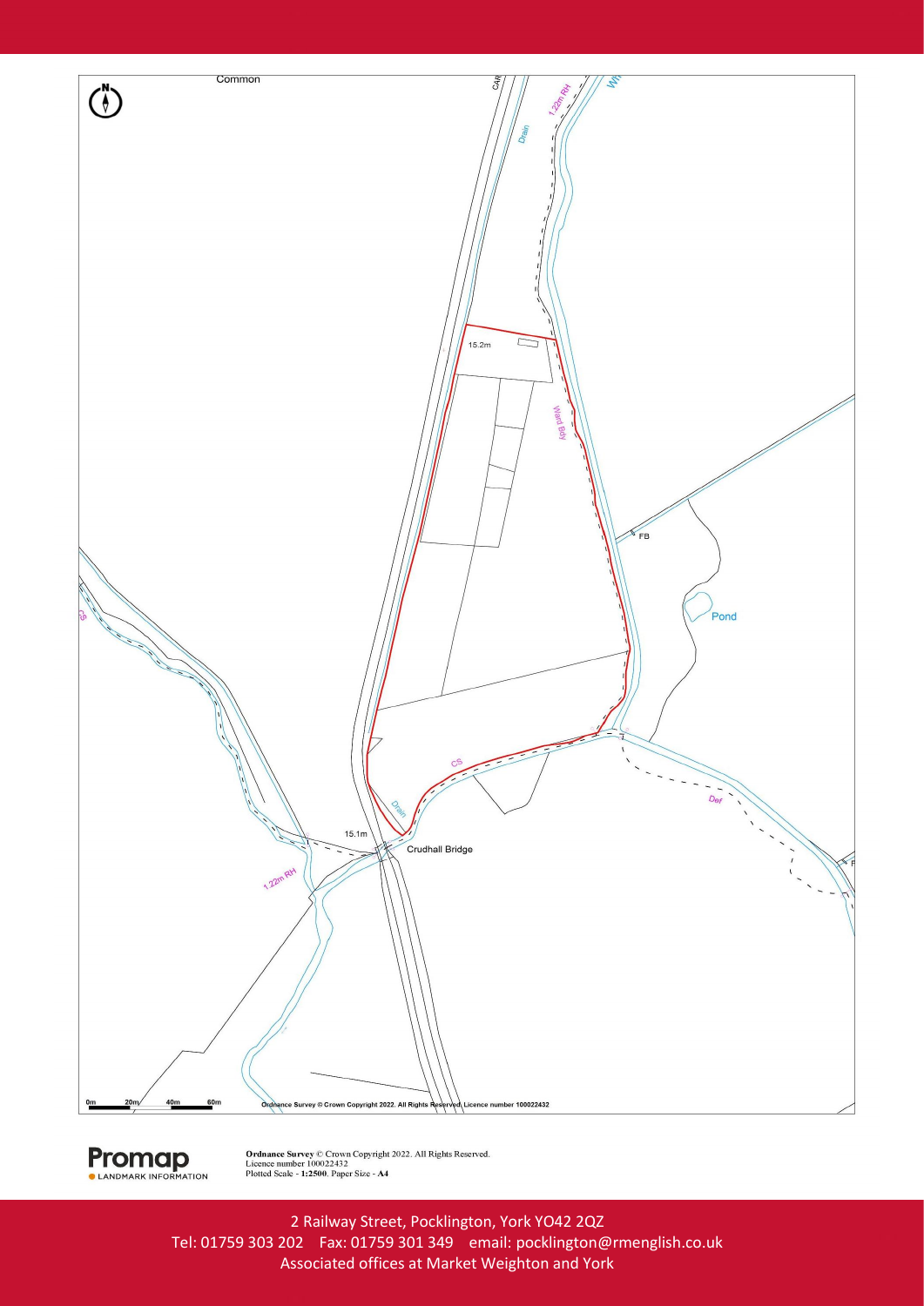Common

Crudhall Bridge

Ordnance Survey © Crown Copyright 2022. All Rights Reserved. Licence number 100022432

**Promap**
LANDMARK INFORMATION

**Ordnance Survey** © Crown Copyright 2022. All Rights Reserved.
Licence number 100022432
Plotted Scale - **1:2500**. Paper Size - **A4**

2 Railway Street, Pocklington, York YO42 2QZ
Tel: 01759 303 202 Fax: 01759 301 349 email: pocklington@rmenglish.co.uk
Associated offices at Market Weighton and York